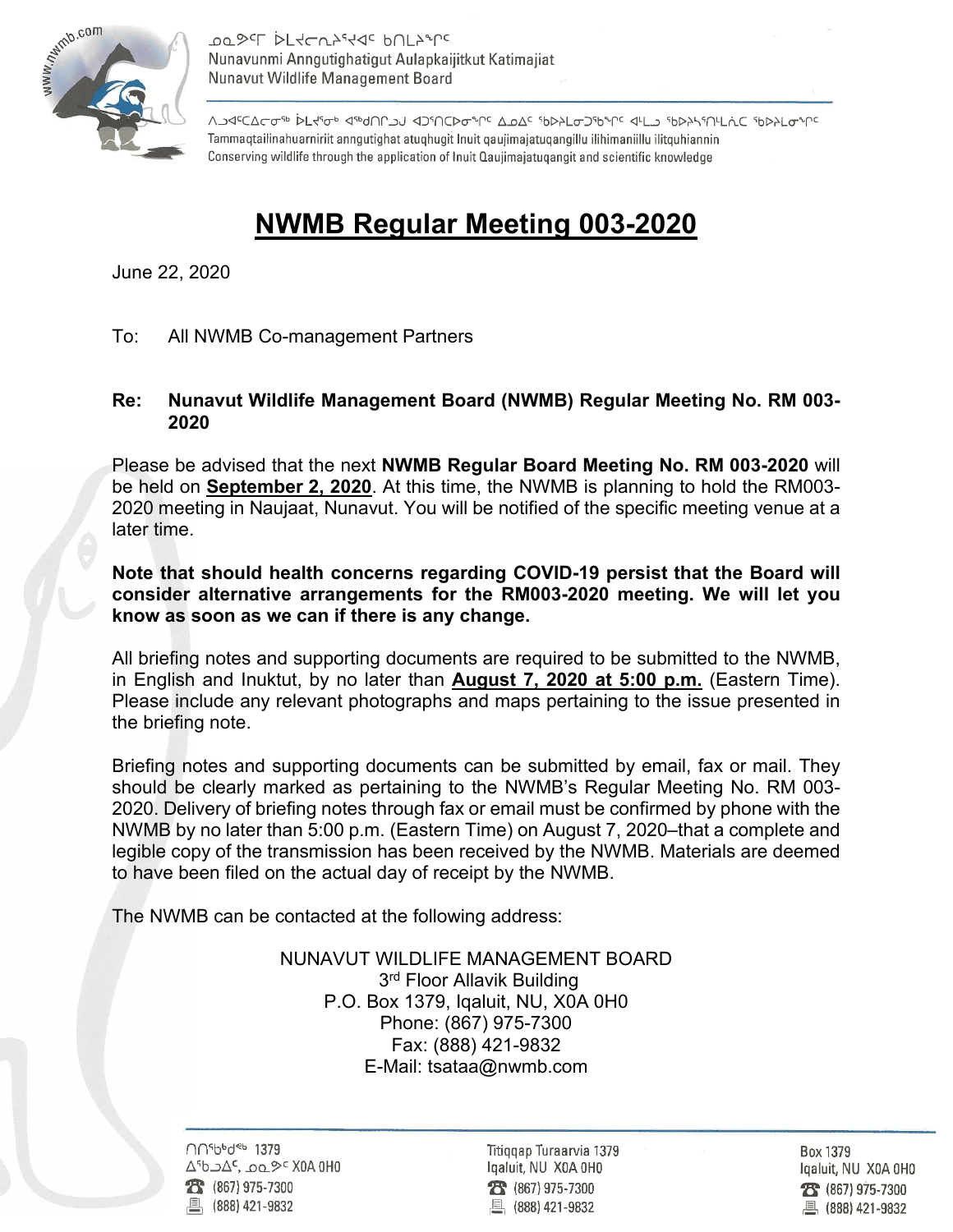ᓄᓇᕗᒥ ᐆᒪᔪᓕᕆᔨᒃᑯᑦ ᑲᑎᒪᔨᖏᑦ
Nunavunmi Anngutighatigut Aulapkaijitkut Katimajiat
Nunavut Wildlife Management Board

ᐱᓱᐊᑦᑕᐃᓕᓂᖅ ᐆᒪᔪᖅᓂᒃ ᐊᖅᑯᑎᒋᓗᒍ ᐊᑐᖅᑎᑕᐅᓂᖏᑦ ᐃᓄᐃᑦ ᖃᐅᔨᒪᔭᑐᖃᖏᑦ ᐊᒻᒪᓗ ᖃᐅᔨᓴᖅᑎᒻᒪᕆᑦ ᖃᐅᔨᒪᓂᖏᑦ
Tammaqtailinahuarniriit anngutighat atuqhugit Inuit qaujimajatuqangillu ilihimaniillu ilitquhiannin
Conserving wildlife through the application of Inuit Qaujimajatuqangit and scientific knowledge

# NWMB Regular Meeting 003-2020

June 22, 2020

To: All NWMB Co-management Partners

**Re: Nunavut Wildlife Management Board (NWMB) Regular Meeting No. RM 003-2020**

Please be advised that the next **NWMB Regular Board Meeting No. RM 003-2020** will be held on **September 2, 2020**. At this time, the NWMB is planning to hold the RM003-2020 meeting in Naujaat, Nunavut. You will be notified of the specific meeting venue at a later time.

**Note that should health concerns regarding COVID-19 persist that the Board will consider alternative arrangements for the RM003-2020 meeting. We will let you know as soon as we can if there is any change.**

All briefing notes and supporting documents are required to be submitted to the NWMB, in English and Inuktut, by no later than **August 7, 2020 at 5:00 p.m.** (Eastern Time). Please include any relevant photographs and maps pertaining to the issue presented in the briefing note.

Briefing notes and supporting documents can be submitted by email, fax or mail. They should be clearly marked as pertaining to the NWMB's Regular Meeting No. RM 003-2020. Delivery of briefing notes through fax or email must be confirmed by phone with the NWMB by no later than 5:00 p.m. (Eastern Time) on August 7, 2020–that a complete and legible copy of the transmission has been received by the NWMB. Materials are deemed to have been filed on the actual day of receipt by the NWMB.

The NWMB can be contacted at the following address:

NUNAVUT WILDLIFE MANAGEMENT BOARD
3rd Floor Allavik Building
P.O. Box 1379, Iqaluit, NU, X0A 0H0
Phone: (867) 975-7300
Fax: (888) 421-9832
E-Mail: tsataa@nwmb.com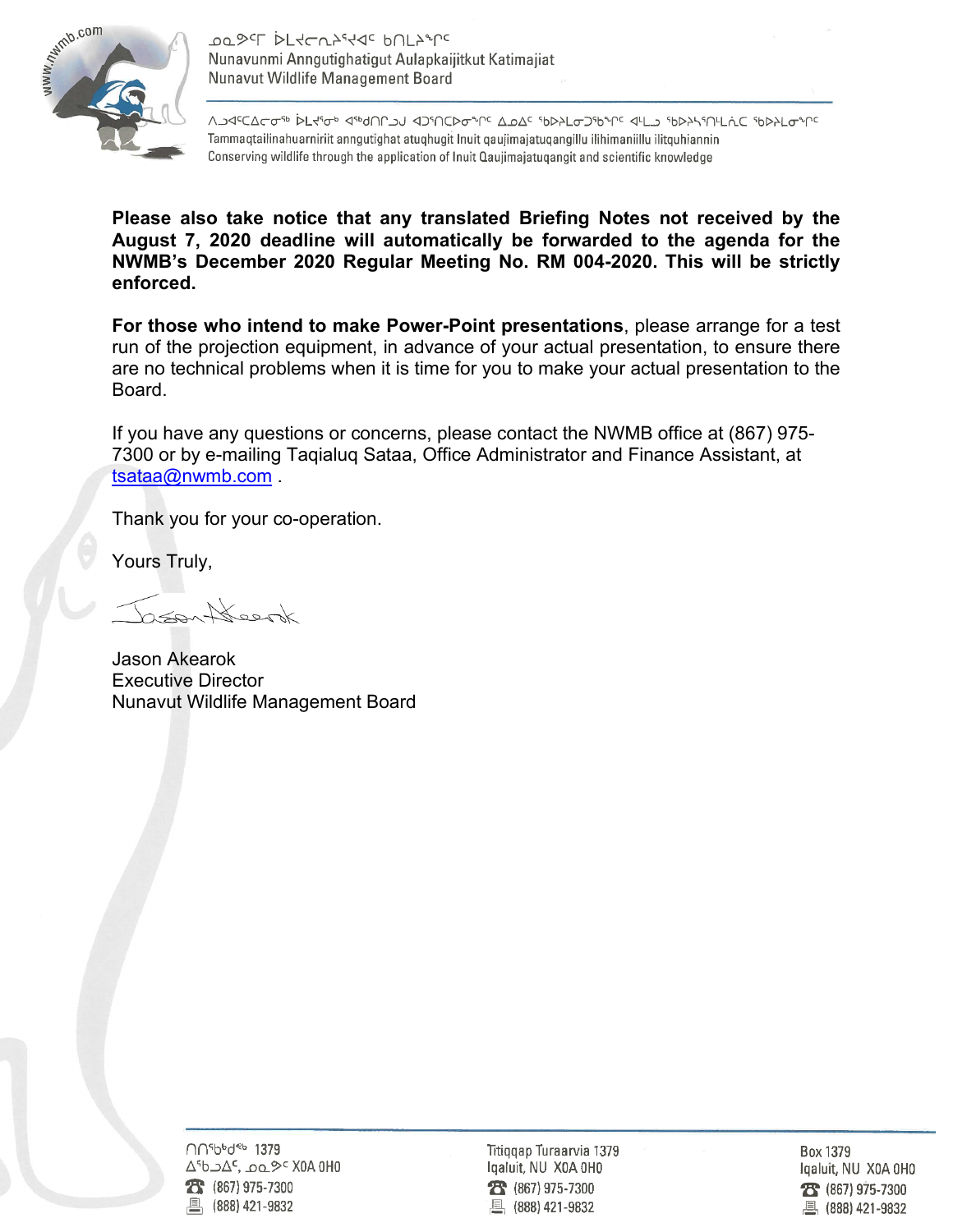**Please also take notice that any translated Briefing Notes not received by the August 7, 2020 deadline will automatically be forwarded to the agenda for the NWMB's December 2020 Regular Meeting No. RM 004-2020. This will be strictly enforced.**

**For those who intend to make Power-Point presentations**, please arrange for a test run of the projection equipment, in advance of your actual presentation, to ensure there are no technical problems when it is time for you to make your actual presentation to the Board.

If you have any questions or concerns, please contact the NWMB office at (867) 975-7300 or by e-mailing Taqialuq Sataa, Office Administrator and Finance Assistant, at tsataa@nwmb.com .

Thank you for your co-operation.

Yours Truly,

Jason Akearok
Executive Director
Nunavut Wildlife Management Board